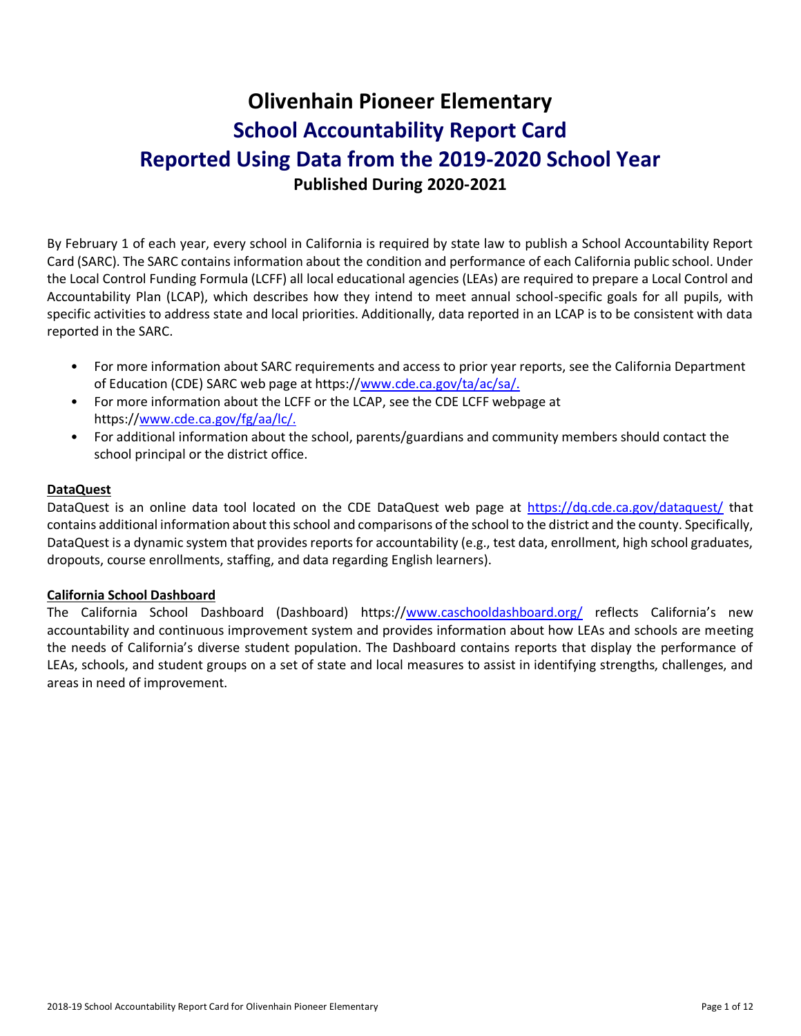# Olivenhain Pioneer Elementary

# School Accountability Report Card

# Reported Using Data from the 2019-2020 School Year

**Published During 2020-2021**

By February 1 of each year, every school in California is required by state law to publish a School Accountability Report Card (SARC). The SARC contains information about the condition and performance of each California public school. Under the Local Control Funding Formula (LCFF) all local educational agencies (LEAs) are required to prepare a Local Control and Accountability Plan (LCAP), which describes how they intend to meet annual school-specific goals for all pupils, with specific activities to address state and local priorities. Additionally, data reported in an LCAP is to be consistent with data reported in the SARC.

- For more information about SARC requirements and access to prior year reports, see the California Department of Education (CDE) SARC web page at https://www.cde.ca.gov/ta/ac/sa/.
- For more information about the LCFF or the LCAP, see the CDE LCFF webpage at https://www.cde.ca.gov/fg/aa/lc/.
- For additional information about the school, parents/guardians and community members should contact the school principal or the district office.

**DataQuest**

DataQuest is an online data tool located on the CDE DataQuest web page at https://dq.cde.ca.gov/dataquest/ that contains additional information about this school and comparisons of the school to the district and the county. Specifically, DataQuest is a dynamic system that provides reports for accountability (e.g., test data, enrollment, high school graduates, dropouts, course enrollments, staffing, and data regarding English learners).

**California School Dashboard**

The California School Dashboard (Dashboard) https://www.caschooldashboard.org/ reflects California's new accountability and continuous improvement system and provides information about how LEAs and schools are meeting the needs of California's diverse student population. The Dashboard contains reports that display the performance of LEAs, schools, and student groups on a set of state and local measures to assist in identifying strengths, challenges, and areas in need of improvement.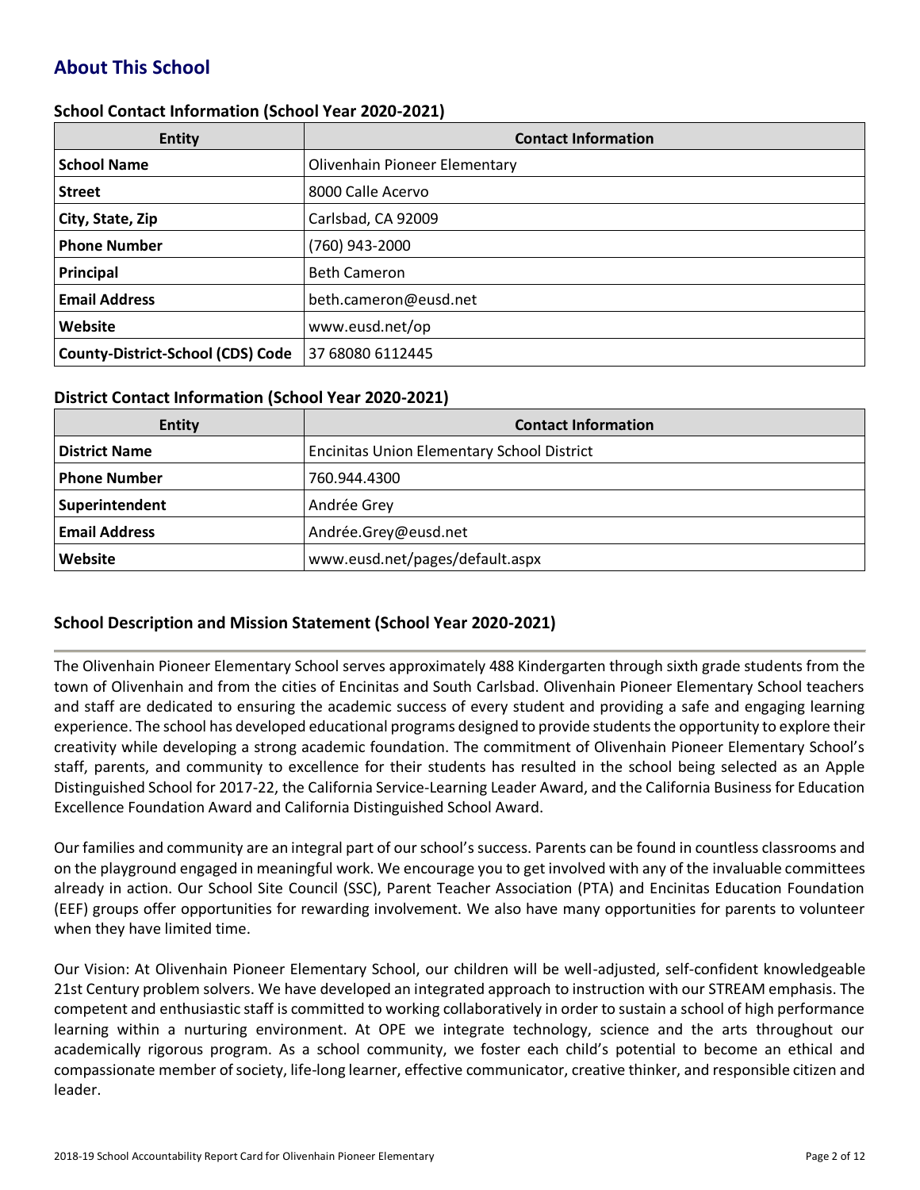## About This School

### School Contact Information (School Year 2020-2021)

| Entity | Contact Information |
|---|---|
| **School Name** | Olivenhain Pioneer Elementary |
| **Street** | 8000 Calle Acervo |
| **City, State, Zip** | Carlsbad, CA 92009 |
| **Phone Number** | (760) 943-2000 |
| **Principal** | Beth Cameron |
| **Email Address** | beth.cameron@eusd.net |
| **Website** | www.eusd.net/op |
| **County-District-School (CDS) Code** | 37 68080 6112445 |

### District Contact Information (School Year 2020-2021)

| Entity | Contact Information |
|---|---|
| **District Name** | Encinitas Union Elementary School District |
| **Phone Number** | 760.944.4300 |
| **Superintendent** | Andrée Grey |
| **Email Address** | Andrée.Grey@eusd.net |
| **Website** | www.eusd.net/pages/default.aspx |

### School Description and Mission Statement (School Year 2020-2021)

The Olivenhain Pioneer Elementary School serves approximately 488 Kindergarten through sixth grade students from the town of Olivenhain and from the cities of Encinitas and South Carlsbad. Olivenhain Pioneer Elementary School teachers and staff are dedicated to ensuring the academic success of every student and providing a safe and engaging learning experience. The school has developed educational programs designed to provide students the opportunity to explore their creativity while developing a strong academic foundation. The commitment of Olivenhain Pioneer Elementary School's staff, parents, and community to excellence for their students has resulted in the school being selected as an Apple Distinguished School for 2017-22, the California Service-Learning Leader Award, and the California Business for Education Excellence Foundation Award and California Distinguished School Award.

Our families and community are an integral part of our school's success. Parents can be found in countless classrooms and on the playground engaged in meaningful work. We encourage you to get involved with any of the invaluable committees already in action. Our School Site Council (SSC), Parent Teacher Association (PTA) and Encinitas Education Foundation (EEF) groups offer opportunities for rewarding involvement. We also have many opportunities for parents to volunteer when they have limited time.

Our Vision: At Olivenhain Pioneer Elementary School, our children will be well-adjusted, self-confident knowledgeable 21st Century problem solvers. We have developed an integrated approach to instruction with our STREAM emphasis. The competent and enthusiastic staff is committed to working collaboratively in order to sustain a school of high performance learning within a nurturing environment. At OPE we integrate technology, science and the arts throughout our academically rigorous program. As a school community, we foster each child's potential to become an ethical and compassionate member of society, life-long learner, effective communicator, creative thinker, and responsible citizen and leader.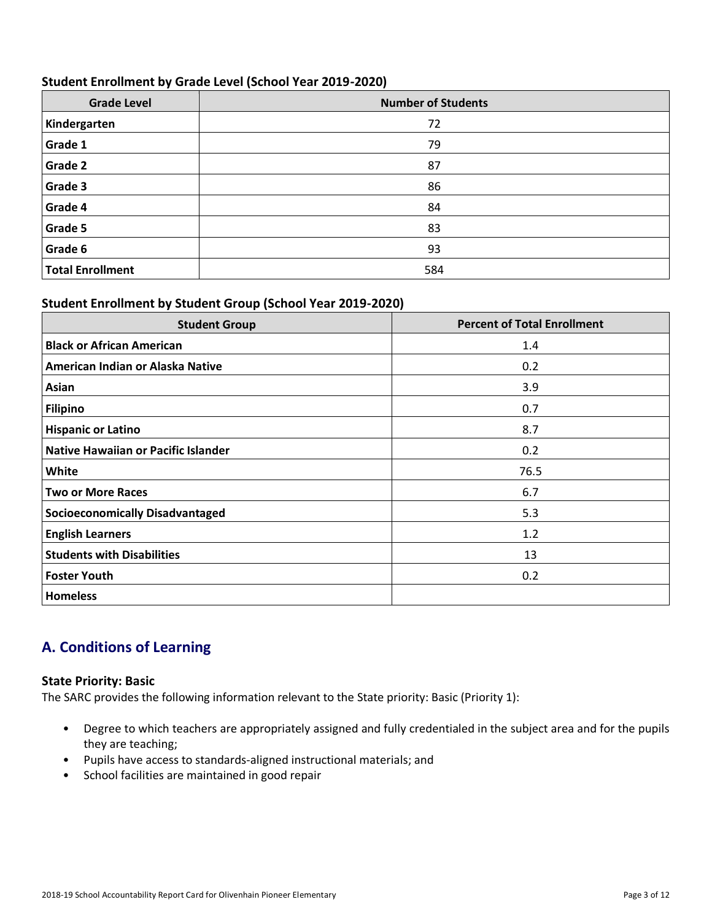### Student Enrollment by Grade Level (School Year 2019-2020)

| Grade Level | Number of Students |
|---|---|
| **Kindergarten** | 72 |
| **Grade 1** | 79 |
| **Grade 2** | 87 |
| **Grade 3** | 86 |
| **Grade 4** | 84 |
| **Grade 5** | 83 |
| **Grade 6** | 93 |
| **Total Enrollment** | 584 |

### Student Enrollment by Student Group (School Year 2019-2020)

| Student Group | Percent of Total Enrollment |
|---|---|
| **Black or African American** | 1.4 |
| **American Indian or Alaska Native** | 0.2 |
| **Asian** | 3.9 |
| **Filipino** | 0.7 |
| **Hispanic or Latino** | 8.7 |
| **Native Hawaiian or Pacific Islander** | 0.2 |
| **White** | 76.5 |
| **Two or More Races** | 6.7 |
| **Socioeconomically Disadvantaged** | 5.3 |
| **English Learners** | 1.2 |
| **Students with Disabilities** | 13 |
| **Foster Youth** | 0.2 |
| **Homeless** | |

## A. Conditions of Learning

### State Priority: Basic

The SARC provides the following information relevant to the State priority: Basic (Priority 1):

- Degree to which teachers are appropriately assigned and fully credentialed in the subject area and for the pupils they are teaching;
- Pupils have access to standards-aligned instructional materials; and
- School facilities are maintained in good repair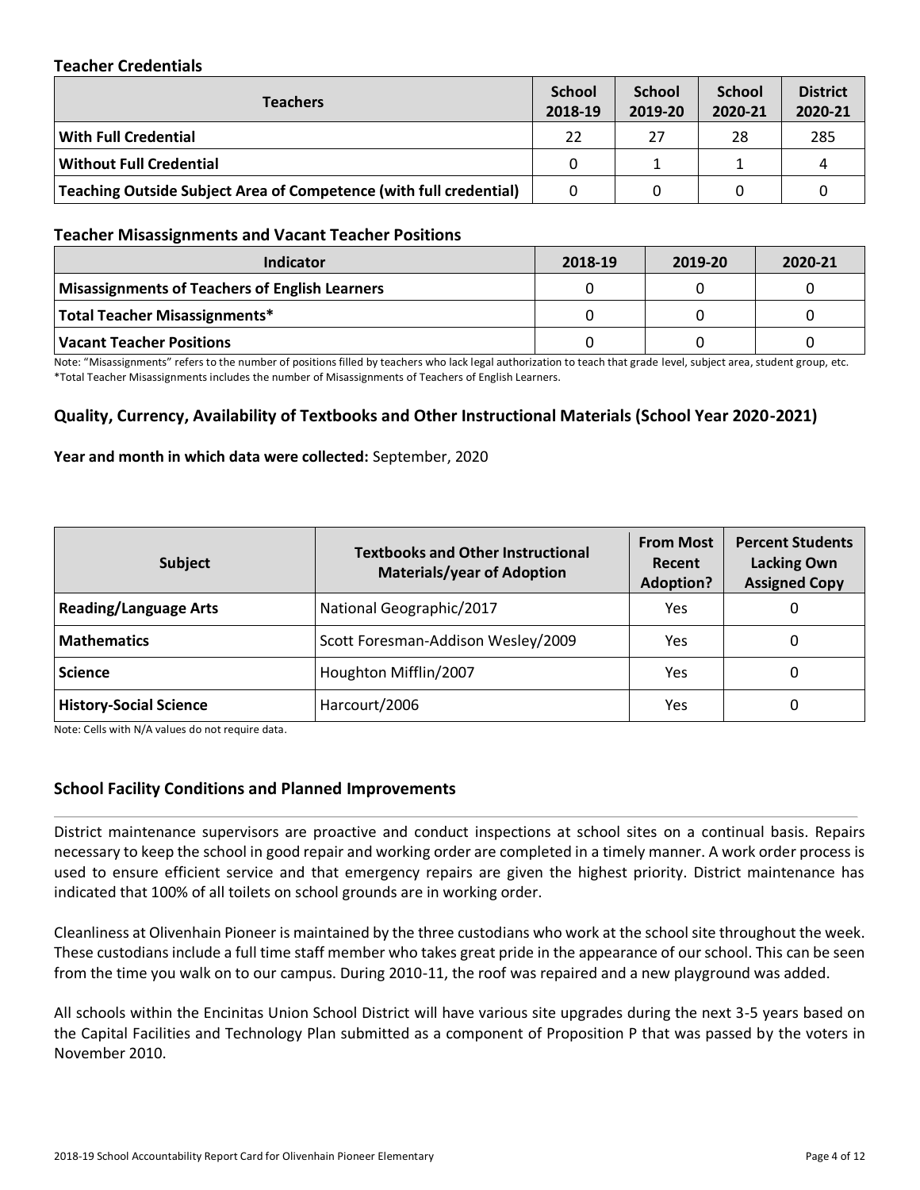### Teacher Credentials

| Teachers | School 2018-19 | School 2019-20 | School 2020-21 | District 2020-21 |
|---|---|---|---|---|
| With Full Credential | 22 | 27 | 28 | 285 |
| Without Full Credential | 0 | 1 | 1 | 4 |
| Teaching Outside Subject Area of Competence (with full credential) | 0 | 0 | 0 | 0 |

### Teacher Misassignments and Vacant Teacher Positions

| Indicator | 2018-19 | 2019-20 | 2020-21 |
|---|---|---|---|
| Misassignments of Teachers of English Learners | 0 | 0 | 0 |
| Total Teacher Misassignments* | 0 | 0 | 0 |
| Vacant Teacher Positions | 0 | 0 | 0 |

Note: "Misassignments" refers to the number of positions filled by teachers who lack legal authorization to teach that grade level, subject area, student group, etc.
*Total Teacher Misassignments includes the number of Misassignments of Teachers of English Learners.

### Quality, Currency, Availability of Textbooks and Other Instructional Materials (School Year 2020-2021)

**Year and month in which data were collected:** September, 2020

| Subject | Textbooks and Other Instructional Materials/year of Adoption | From Most Recent Adoption? | Percent Students Lacking Own Assigned Copy |
|---|---|---|---|
| Reading/Language Arts | National Geographic/2017 | Yes | 0 |
| Mathematics | Scott Foresman-Addison Wesley/2009 | Yes | 0 |
| Science | Houghton Mifflin/2007 | Yes | 0 |
| History-Social Science | Harcourt/2006 | Yes | 0 |

Note: Cells with N/A values do not require data.

### School Facility Conditions and Planned Improvements

District maintenance supervisors are proactive and conduct inspections at school sites on a continual basis. Repairs necessary to keep the school in good repair and working order are completed in a timely manner. A work order process is used to ensure efficient service and that emergency repairs are given the highest priority. District maintenance has indicated that 100% of all toilets on school grounds are in working order.

Cleanliness at Olivenhain Pioneer is maintained by the three custodians who work at the school site throughout the week. These custodians include a full time staff member who takes great pride in the appearance of our school. This can be seen from the time you walk on to our campus. During 2010-11, the roof was repaired and a new playground was added.

All schools within the Encinitas Union School District will have various site upgrades during the next 3-5 years based on the Capital Facilities and Technology Plan submitted as a component of Proposition P that was passed by the voters in November 2010.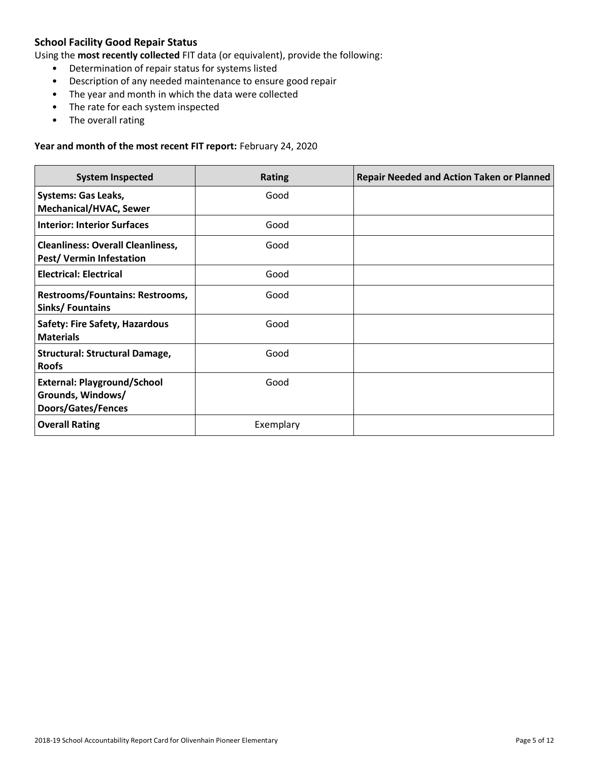### School Facility Good Repair Status

Using the **most recently collected** FIT data (or equivalent), provide the following:

- Determination of repair status for systems listed
- Description of any needed maintenance to ensure good repair
- The year and month in which the data were collected
- The rate for each system inspected
- The overall rating

**Year and month of the most recent FIT report:** February 24, 2020

| System Inspected | Rating | Repair Needed and Action Taken or Planned |
|---|---|---|
| **Systems: Gas Leaks, Mechanical/HVAC, Sewer** | Good | |
| **Interior: Interior Surfaces** | Good | |
| **Cleanliness: Overall Cleanliness, Pest/ Vermin Infestation** | Good | |
| **Electrical: Electrical** | Good | |
| **Restrooms/Fountains: Restrooms, Sinks/ Fountains** | Good | |
| **Safety: Fire Safety, Hazardous Materials** | Good | |
| **Structural: Structural Damage, Roofs** | Good | |
| **External: Playground/School Grounds, Windows/ Doors/Gates/Fences** | Good | |
| **Overall Rating** | Exemplary | |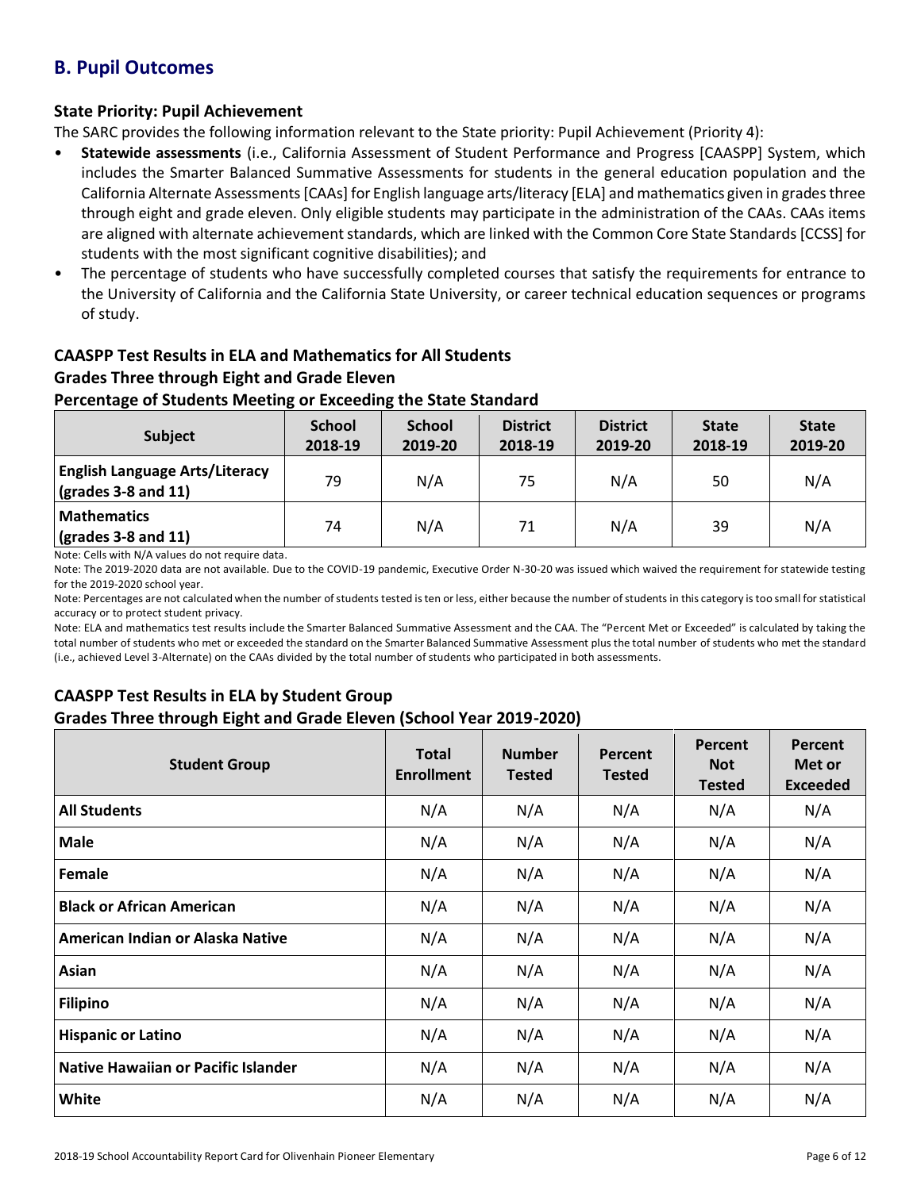## B. Pupil Outcomes

### State Priority: Pupil Achievement

The SARC provides the following information relevant to the State priority: Pupil Achievement (Priority 4):

- **Statewide assessments** (i.e., California Assessment of Student Performance and Progress [CAASPP] System, which includes the Smarter Balanced Summative Assessments for students in the general education population and the California Alternate Assessments [CAAs] for English language arts/literacy [ELA] and mathematics given in grades three through eight and grade eleven. Only eligible students may participate in the administration of the CAAs. CAAs items are aligned with alternate achievement standards, which are linked with the Common Core State Standards [CCSS] for students with the most significant cognitive disabilities); and
- The percentage of students who have successfully completed courses that satisfy the requirements for entrance to the University of California and the California State University, or career technical education sequences or programs of study.

### CAASPP Test Results in ELA and Mathematics for All Students
### Grades Three through Eight and Grade Eleven
### Percentage of Students Meeting or Exceeding the State Standard

| Subject | School 2018-19 | School 2019-20 | District 2018-19 | District 2019-20 | State 2018-19 | State 2019-20 |
|---|---|---|---|---|---|---|
| **English Language Arts/Literacy (grades 3-8 and 11)** | 79 | N/A | 75 | N/A | 50 | N/A |
| **Mathematics (grades 3-8 and 11)** | 74 | N/A | 71 | N/A | 39 | N/A |

Note: Cells with N/A values do not require data.

Note: The 2019-2020 data are not available. Due to the COVID-19 pandemic, Executive Order N-30-20 was issued which waived the requirement for statewide testing for the 2019-2020 school year.

Note: Percentages are not calculated when the number of students tested is ten or less, either because the number of students in this category is too small for statistical accuracy or to protect student privacy.

Note: ELA and mathematics test results include the Smarter Balanced Summative Assessment and the CAA. The "Percent Met or Exceeded" is calculated by taking the total number of students who met or exceeded the standard on the Smarter Balanced Summative Assessment plus the total number of students who met the standard (i.e., achieved Level 3-Alternate) on the CAAs divided by the total number of students who participated in both assessments.

### CAASPP Test Results in ELA by Student Group
### Grades Three through Eight and Grade Eleven (School Year 2019-2020)

| Student Group | Total Enrollment | Number Tested | Percent Tested | Percent Not Tested | Percent Met or Exceeded |
|---|---|---|---|---|---|
| **All Students** | N/A | N/A | N/A | N/A | N/A |
| **Male** | N/A | N/A | N/A | N/A | N/A |
| **Female** | N/A | N/A | N/A | N/A | N/A |
| **Black or African American** | N/A | N/A | N/A | N/A | N/A |
| **American Indian or Alaska Native** | N/A | N/A | N/A | N/A | N/A |
| **Asian** | N/A | N/A | N/A | N/A | N/A |
| **Filipino** | N/A | N/A | N/A | N/A | N/A |
| **Hispanic or Latino** | N/A | N/A | N/A | N/A | N/A |
| **Native Hawaiian or Pacific Islander** | N/A | N/A | N/A | N/A | N/A |
| **White** | N/A | N/A | N/A | N/A | N/A |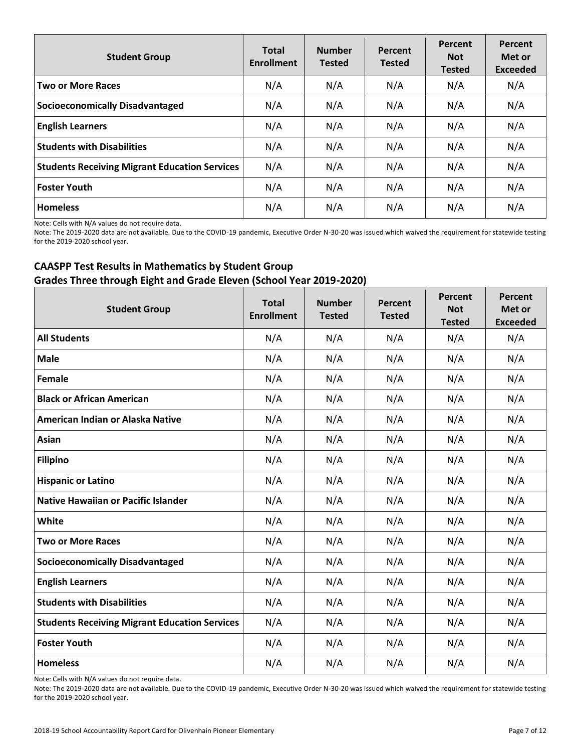| Student Group | Total Enrollment | Number Tested | Percent Tested | Percent Not Tested | Percent Met or Exceeded |
|---|---|---|---|---|---|
| **Two or More Races** | N/A | N/A | N/A | N/A | N/A |
| **Socioeconomically Disadvantaged** | N/A | N/A | N/A | N/A | N/A |
| **English Learners** | N/A | N/A | N/A | N/A | N/A |
| **Students with Disabilities** | N/A | N/A | N/A | N/A | N/A |
| **Students Receiving Migrant Education Services** | N/A | N/A | N/A | N/A | N/A |
| **Foster Youth** | N/A | N/A | N/A | N/A | N/A |
| **Homeless** | N/A | N/A | N/A | N/A | N/A |

Note: Cells with N/A values do not require data.

Note: The 2019-2020 data are not available. Due to the COVID-19 pandemic, Executive Order N-30-20 was issued which waived the requirement for statewide testing for the 2019-2020 school year.

### CAASPP Test Results in Mathematics by Student Group
### Grades Three through Eight and Grade Eleven (School Year 2019-2020)

| Student Group | Total Enrollment | Number Tested | Percent Tested | Percent Not Tested | Percent Met or Exceeded |
|---|---|---|---|---|---|
| **All Students** | N/A | N/A | N/A | N/A | N/A |
| **Male** | N/A | N/A | N/A | N/A | N/A |
| **Female** | N/A | N/A | N/A | N/A | N/A |
| **Black or African American** | N/A | N/A | N/A | N/A | N/A |
| **American Indian or Alaska Native** | N/A | N/A | N/A | N/A | N/A |
| **Asian** | N/A | N/A | N/A | N/A | N/A |
| **Filipino** | N/A | N/A | N/A | N/A | N/A |
| **Hispanic or Latino** | N/A | N/A | N/A | N/A | N/A |
| **Native Hawaiian or Pacific Islander** | N/A | N/A | N/A | N/A | N/A |
| **White** | N/A | N/A | N/A | N/A | N/A |
| **Two or More Races** | N/A | N/A | N/A | N/A | N/A |
| **Socioeconomically Disadvantaged** | N/A | N/A | N/A | N/A | N/A |
| **English Learners** | N/A | N/A | N/A | N/A | N/A |
| **Students with Disabilities** | N/A | N/A | N/A | N/A | N/A |
| **Students Receiving Migrant Education Services** | N/A | N/A | N/A | N/A | N/A |
| **Foster Youth** | N/A | N/A | N/A | N/A | N/A |
| **Homeless** | N/A | N/A | N/A | N/A | N/A |

Note: Cells with N/A values do not require data.

Note: The 2019-2020 data are not available. Due to the COVID-19 pandemic, Executive Order N-30-20 was issued which waived the requirement for statewide testing for the 2019-2020 school year.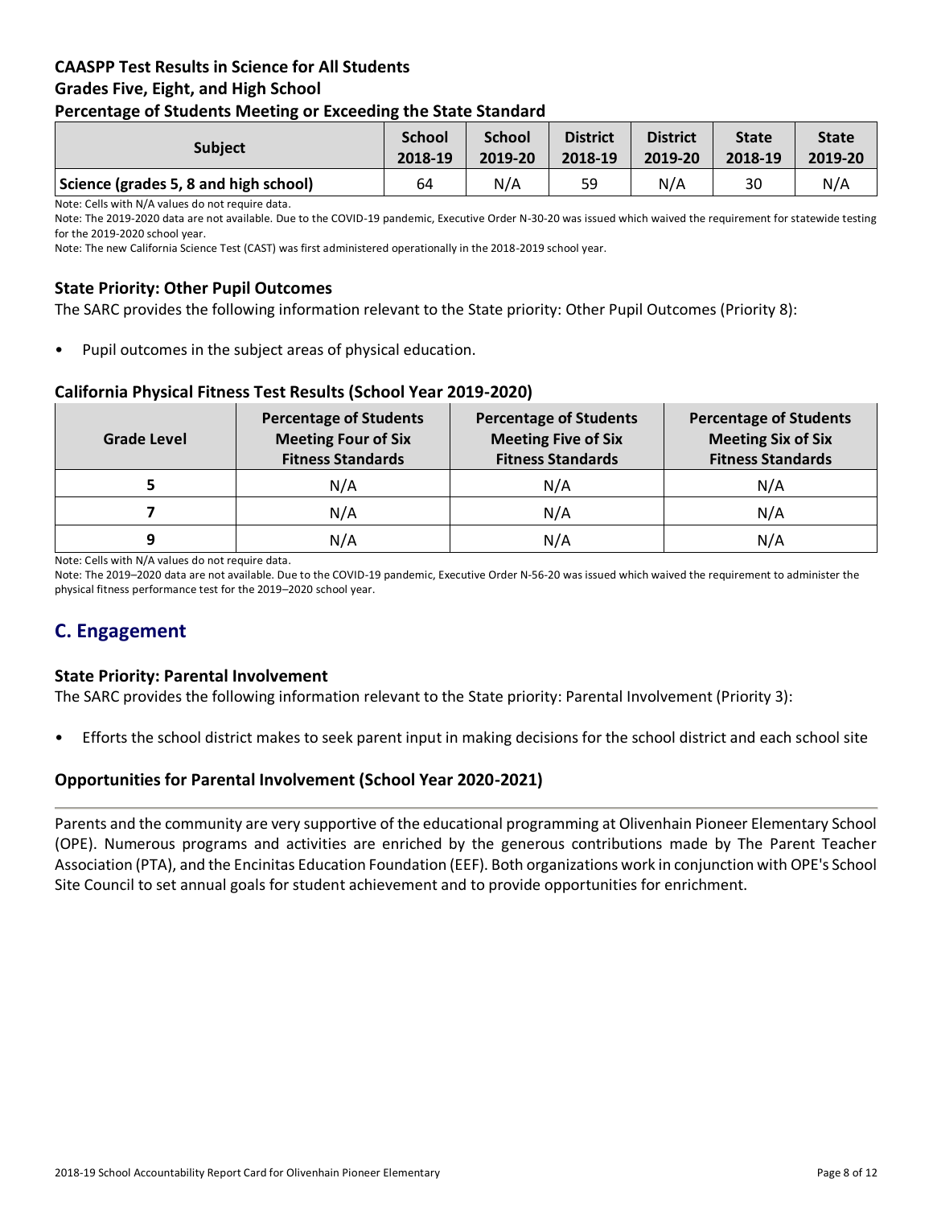### CAASPP Test Results in Science for All Students
### Grades Five, Eight, and High School
### Percentage of Students Meeting or Exceeding the State Standard

| Subject | School 2018-19 | School 2019-20 | District 2018-19 | District 2019-20 | State 2018-19 | State 2019-20 |
|---|---|---|---|---|---|---|
| Science (grades 5, 8 and high school) | 64 | N/A | 59 | N/A | 30 | N/A |

Note: Cells with N/A values do not require data.

Note: The 2019-2020 data are not available. Due to the COVID-19 pandemic, Executive Order N-30-20 was issued which waived the requirement for statewide testing for the 2019-2020 school year.

Note: The new California Science Test (CAST) was first administered operationally in the 2018-2019 school year.

### State Priority: Other Pupil Outcomes

The SARC provides the following information relevant to the State priority: Other Pupil Outcomes (Priority 8):

- Pupil outcomes in the subject areas of physical education.

### California Physical Fitness Test Results (School Year 2019-2020)

| Grade Level | Percentage of Students Meeting Four of Six Fitness Standards | Percentage of Students Meeting Five of Six Fitness Standards | Percentage of Students Meeting Six of Six Fitness Standards |
|---|---|---|---|
| 5 | N/A | N/A | N/A |
| 7 | N/A | N/A | N/A |
| 9 | N/A | N/A | N/A |

Note: Cells with N/A values do not require data.

Note: The 2019–2020 data are not available. Due to the COVID-19 pandemic, Executive Order N-56-20 was issued which waived the requirement to administer the physical fitness performance test for the 2019–2020 school year.

## C. Engagement

### State Priority: Parental Involvement

The SARC provides the following information relevant to the State priority: Parental Involvement (Priority 3):

- Efforts the school district makes to seek parent input in making decisions for the school district and each school site

### Opportunities for Parental Involvement (School Year 2020-2021)

Parents and the community are very supportive of the educational programming at Olivenhain Pioneer Elementary School (OPE). Numerous programs and activities are enriched by the generous contributions made by The Parent Teacher Association (PTA), and the Encinitas Education Foundation (EEF). Both organizations work in conjunction with OPE's School Site Council to set annual goals for student achievement and to provide opportunities for enrichment.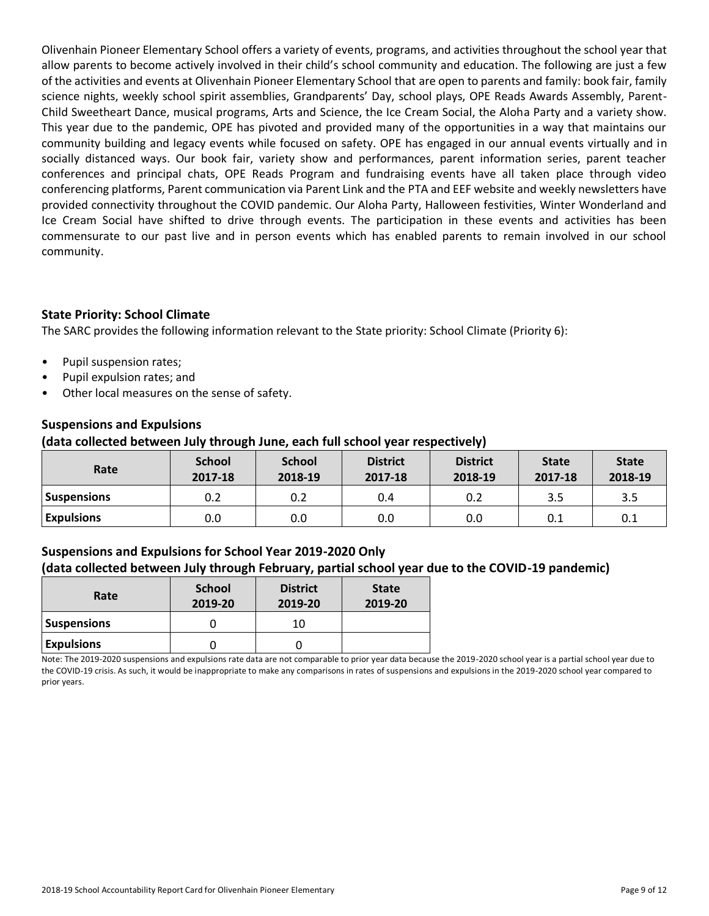Olivenhain Pioneer Elementary School offers a variety of events, programs, and activities throughout the school year that allow parents to become actively involved in their child's school community and education. The following are just a few of the activities and events at Olivenhain Pioneer Elementary School that are open to parents and family: book fair, family science nights, weekly school spirit assemblies, Grandparents' Day, school plays, OPE Reads Awards Assembly, Parent-Child Sweetheart Dance, musical programs, Arts and Science, the Ice Cream Social, the Aloha Party and a variety show. This year due to the pandemic, OPE has pivoted and provided many of the opportunities in a way that maintains our community building and legacy events while focused on safety. OPE has engaged in our annual events virtually and in socially distanced ways. Our book fair, variety show and performances, parent information series, parent teacher conferences and principal chats, OPE Reads Program and fundraising events have all taken place through video conferencing platforms, Parent communication via Parent Link and the PTA and EEF website and weekly newsletters have provided connectivity throughout the COVID pandemic. Our Aloha Party, Halloween festivities, Winter Wonderland and Ice Cream Social have shifted to drive through events. The participation in these events and activities has been commensurate to our past live and in person events which has enabled parents to remain involved in our school community.

### State Priority: School Climate

The SARC provides the following information relevant to the State priority: School Climate (Priority 6):

- Pupil suspension rates;
- Pupil expulsion rates; and
- Other local measures on the sense of safety.

### Suspensions and Expulsions

**(data collected between July through June, each full school year respectively)**

| Rate | School 2017-18 | School 2018-19 | District 2017-18 | District 2018-19 | State 2017-18 | State 2018-19 |
|---|---|---|---|---|---|---|
| Suspensions | 0.2 | 0.2 | 0.4 | 0.2 | 3.5 | 3.5 |
| Expulsions | 0.0 | 0.0 | 0.0 | 0.0 | 0.1 | 0.1 |

### Suspensions and Expulsions for School Year 2019-2020 Only

**(data collected between July through February, partial school year due to the COVID-19 pandemic)**

| Rate | School 2019-20 | District 2019-20 | State 2019-20 |
|---|---|---|---|
| Suspensions | 0 | 10 | |
| Expulsions | 0 | 0 | |

Note: The 2019-2020 suspensions and expulsions rate data are not comparable to prior year data because the 2019-2020 school year is a partial school year due to the COVID-19 crisis. As such, it would be inappropriate to make any comparisons in rates of suspensions and expulsions in the 2019-2020 school year compared to prior years.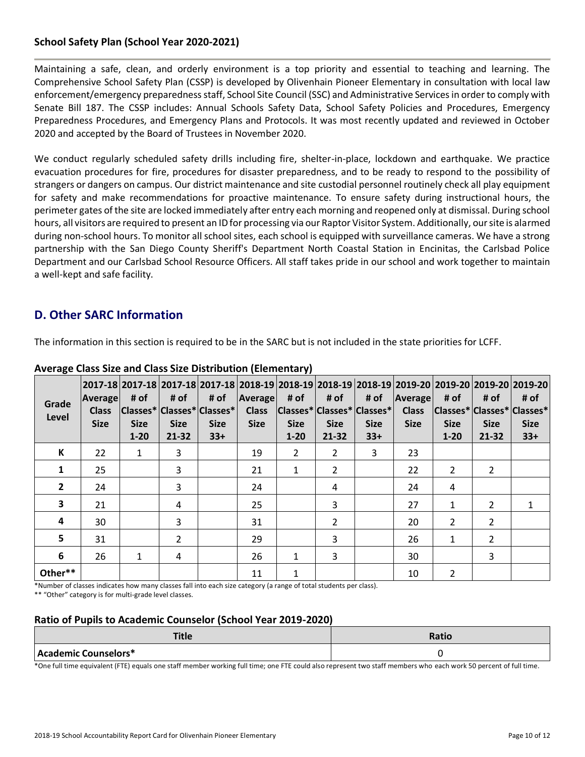### School Safety Plan (School Year 2020-2021)

Maintaining a safe, clean, and orderly environment is a top priority and essential to teaching and learning. The Comprehensive School Safety Plan (CSSP) is developed by Olivenhain Pioneer Elementary in consultation with local law enforcement/emergency preparedness staff, School Site Council (SSC) and Administrative Services in order to comply with Senate Bill 187. The CSSP includes: Annual Schools Safety Data, School Safety Policies and Procedures, Emergency Preparedness Procedures, and Emergency Plans and Protocols. It was most recently updated and reviewed in October 2020 and accepted by the Board of Trustees in November 2020.

We conduct regularly scheduled safety drills including fire, shelter-in-place, lockdown and earthquake. We practice evacuation procedures for fire, procedures for disaster preparedness, and to be ready to respond to the possibility of strangers or dangers on campus. Our district maintenance and site custodial personnel routinely check all play equipment for safety and make recommendations for proactive maintenance. To ensure safety during instructional hours, the perimeter gates of the site are locked immediately after entry each morning and reopened only at dismissal. During school hours, all visitors are required to present an ID for processing via our Raptor Visitor System. Additionally, our site is alarmed during non-school hours. To monitor all school sites, each school is equipped with surveillance cameras. We have a strong partnership with the San Diego County Sheriff's Department North Coastal Station in Encinitas, the Carlsbad Police Department and our Carlsbad School Resource Officers. All staff takes pride in our school and work together to maintain a well-kept and safe facility.

## D. Other SARC Information

The information in this section is required to be in the SARC but is not included in the state priorities for LCFF.

### Average Class Size and Class Size Distribution (Elementary)

| Grade Level | 2017-18 Average Class Size | 2017-18 # of Classes* Size 1-20 | 2017-18 # of Classes* Size 21-32 | 2017-18 # of Classes* Size 33+ | 2018-19 Average Class Size | 2018-19 # of Classes* Size 1-20 | 2018-19 # of Classes* Size 21-32 | 2018-19 # of Classes* Size 33+ | 2019-20 Average Class Size | 2019-20 # of Classes* Size 1-20 | 2019-20 # of Classes* Size 21-32 | 2019-20 # of Classes* Size 33+ |
|---|---|---|---|---|---|---|---|---|---|---|---|---|
| K | 22 | 1 | 3 | | 19 | 2 | 2 | 3 | 23 | | | |
| 1 | 25 | | 3 | | 21 | 1 | 2 | | 22 | 2 | 2 | |
| 2 | 24 | | 3 | | 24 | | 4 | | 24 | 4 | | |
| 3 | 21 | | 4 | | 25 | | 3 | | 27 | 1 | 2 | 1 |
| 4 | 30 | | 3 | | 31 | | 2 | | 20 | 2 | 2 | |
| 5 | 31 | | 2 | | 29 | | 3 | | 26 | 1 | 2 | |
| 6 | 26 | 1 | 4 | | 26 | 1 | 3 | | 30 | | 3 | |
| Other** | | | | | 11 | 1 | | | 10 | 2 | | |

*Number of classes indicates how many classes fall into each size category (a range of total students per class).

** "Other" category is for multi-grade level classes.

### Ratio of Pupils to Academic Counselor (School Year 2019-2020)

| Title | Ratio |
|---|---|
| Academic Counselors* | 0 |

*One full time equivalent (FTE) equals one staff member working full time; one FTE could also represent two staff members who each work 50 percent of full time.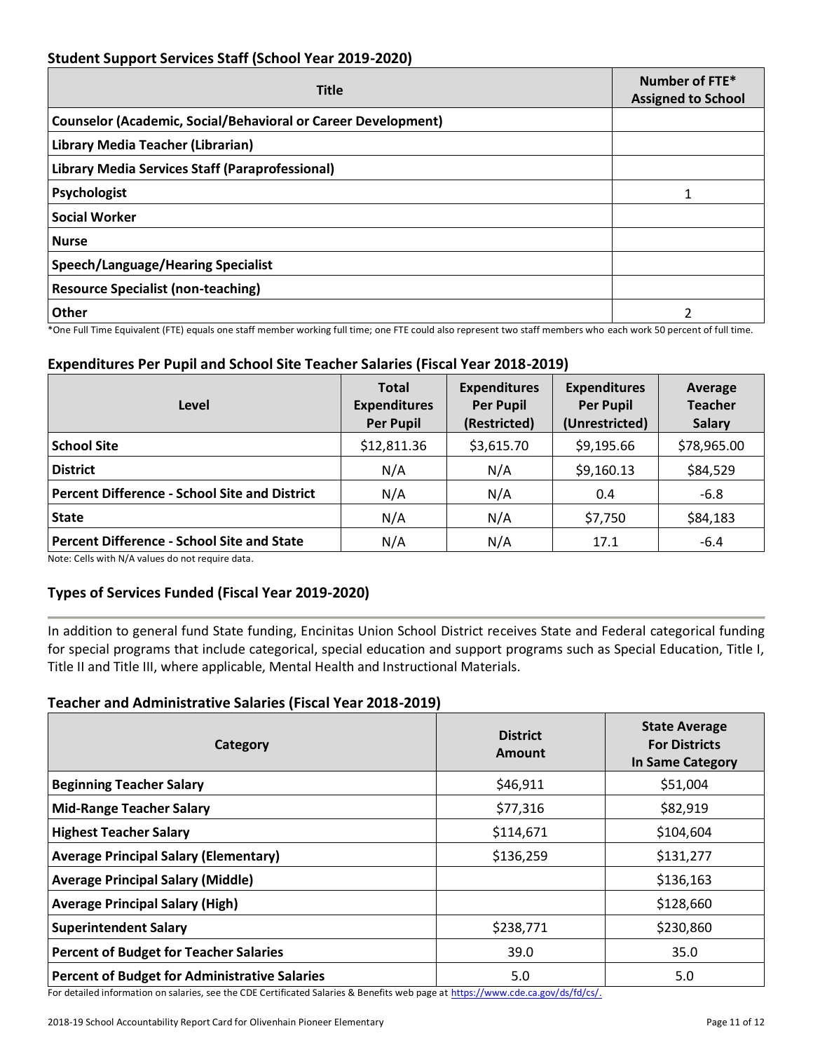### Student Support Services Staff (School Year 2019-2020)

| Title | Number of FTE* Assigned to School |
|---|---|
| Counselor (Academic, Social/Behavioral or Career Development) | |
| Library Media Teacher (Librarian) | |
| Library Media Services Staff (Paraprofessional) | |
| Psychologist | 1 |
| Social Worker | |
| Nurse | |
| Speech/Language/Hearing Specialist | |
| Resource Specialist (non-teaching) | |
| Other | 2 |

*One Full Time Equivalent (FTE) equals one staff member working full time; one FTE could also represent two staff members who each work 50 percent of full time.

### Expenditures Per Pupil and School Site Teacher Salaries (Fiscal Year 2018-2019)

| Level | Total Expenditures Per Pupil | Expenditures Per Pupil (Restricted) | Expenditures Per Pupil (Unrestricted) | Average Teacher Salary |
|---|---|---|---|---|
| School Site | $12,811.36 | $3,615.70 | $9,195.66 | $78,965.00 |
| District | N/A | N/A | $9,160.13 | $84,529 |
| Percent Difference - School Site and District | N/A | N/A | 0.4 | -6.8 |
| State | N/A | N/A | $7,750 | $84,183 |
| Percent Difference - School Site and State | N/A | N/A | 17.1 | -6.4 |

Note: Cells with N/A values do not require data.

### Types of Services Funded (Fiscal Year 2019-2020)

In addition to general fund State funding, Encinitas Union School District receives State and Federal categorical funding for special programs that include categorical, special education and support programs such as Special Education, Title I, Title II and Title III, where applicable, Mental Health and Instructional Materials.

### Teacher and Administrative Salaries (Fiscal Year 2018-2019)

| Category | District Amount | State Average For Districts In Same Category |
|---|---|---|
| Beginning Teacher Salary | $46,911 | $51,004 |
| Mid-Range Teacher Salary | $77,316 | $82,919 |
| Highest Teacher Salary | $114,671 | $104,604 |
| Average Principal Salary (Elementary) | $136,259 | $131,277 |
| Average Principal Salary (Middle) | | $136,163 |
| Average Principal Salary (High) | | $128,660 |
| Superintendent Salary | $238,771 | $230,860 |
| Percent of Budget for Teacher Salaries | 39.0 | 35.0 |
| Percent of Budget for Administrative Salaries | 5.0 | 5.0 |

For detailed information on salaries, see the CDE Certificated Salaries & Benefits web page at https://www.cde.ca.gov/ds/fd/cs/.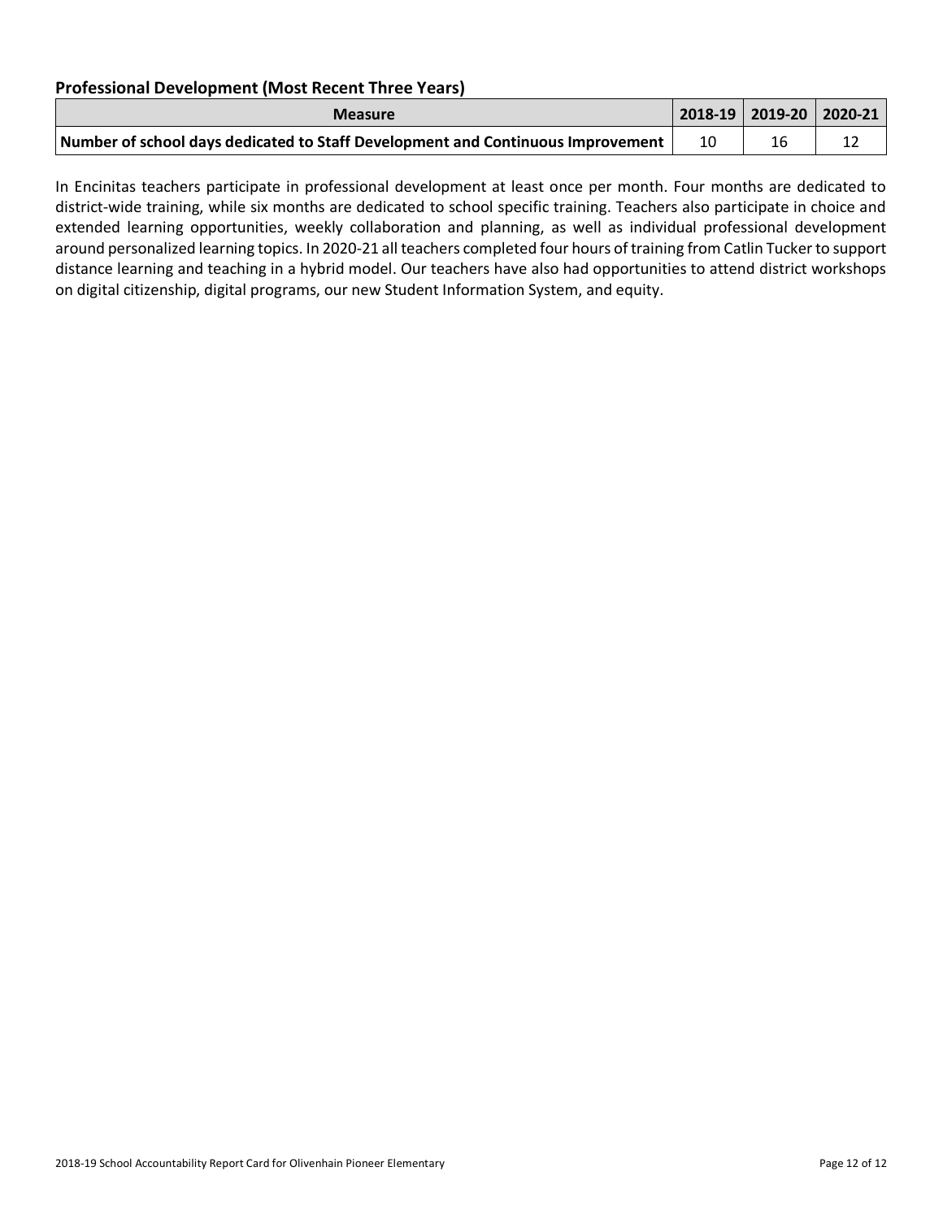### Professional Development (Most Recent Three Years)

| Measure | 2018-19 | 2019-20 | 2020-21 |
|---|---|---|---|
| Number of school days dedicated to Staff Development and Continuous Improvement | 10 | 16 | 12 |

In Encinitas teachers participate in professional development at least once per month. Four months are dedicated to district-wide training, while six months are dedicated to school specific training. Teachers also participate in choice and extended learning opportunities, weekly collaboration and planning, as well as individual professional development around personalized learning topics. In 2020-21 all teachers completed four hours of training from Catlin Tucker to support distance learning and teaching in a hybrid model. Our teachers have also had opportunities to attend district workshops on digital citizenship, digital programs, our new Student Information System, and equity.